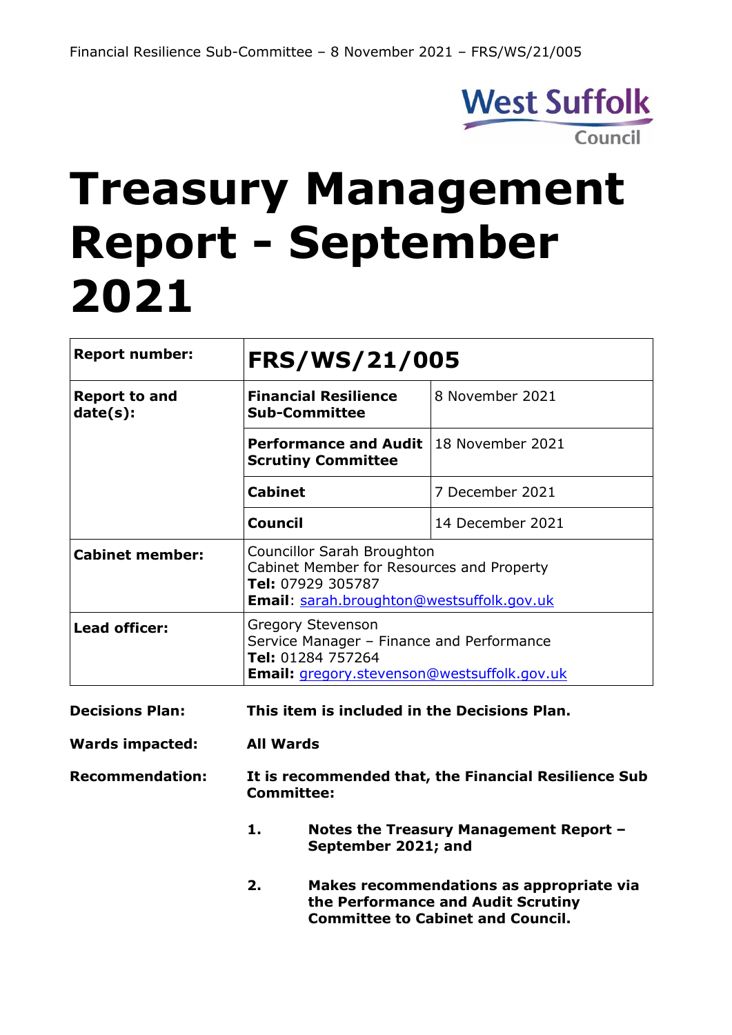# Treasury Management Report - September 2021

| Report number: | FRS/WS/21/005 | |
|---|---|---|
| Report to and date(s): | **Financial Resilience Sub-Committee** | 8 November 2021 |
| | **Performance and Audit Scrutiny Committee** | 18 November 2021 |
| | **Cabinet** | 7 December 2021 |
| | **Council** | 14 December 2021 |
| Cabinet member: | Councillor Sarah Broughton<br>Cabinet Member for Resources and Property<br>**Tel:** 07929 305787<br>**Email**: sarah.broughton@westsuffolk.gov.uk | |
| Lead officer: | Gregory Stevenson<br>Service Manager – Finance and Performance<br>**Tel:** 01284 757264<br>**Email:** gregory.stevenson@westsuffolk.gov.uk | |

**Decisions Plan:** **This item is included in the Decisions Plan.**

**Wards impacted:** **All Wards**

**Recommendation:** **It is recommended that, the Financial Resilience Sub Committee:**

1. **Notes the Treasury Management Report – September 2021; and**
2. **Makes recommendations as appropriate via the Performance and Audit Scrutiny Committee to Cabinet and Council.**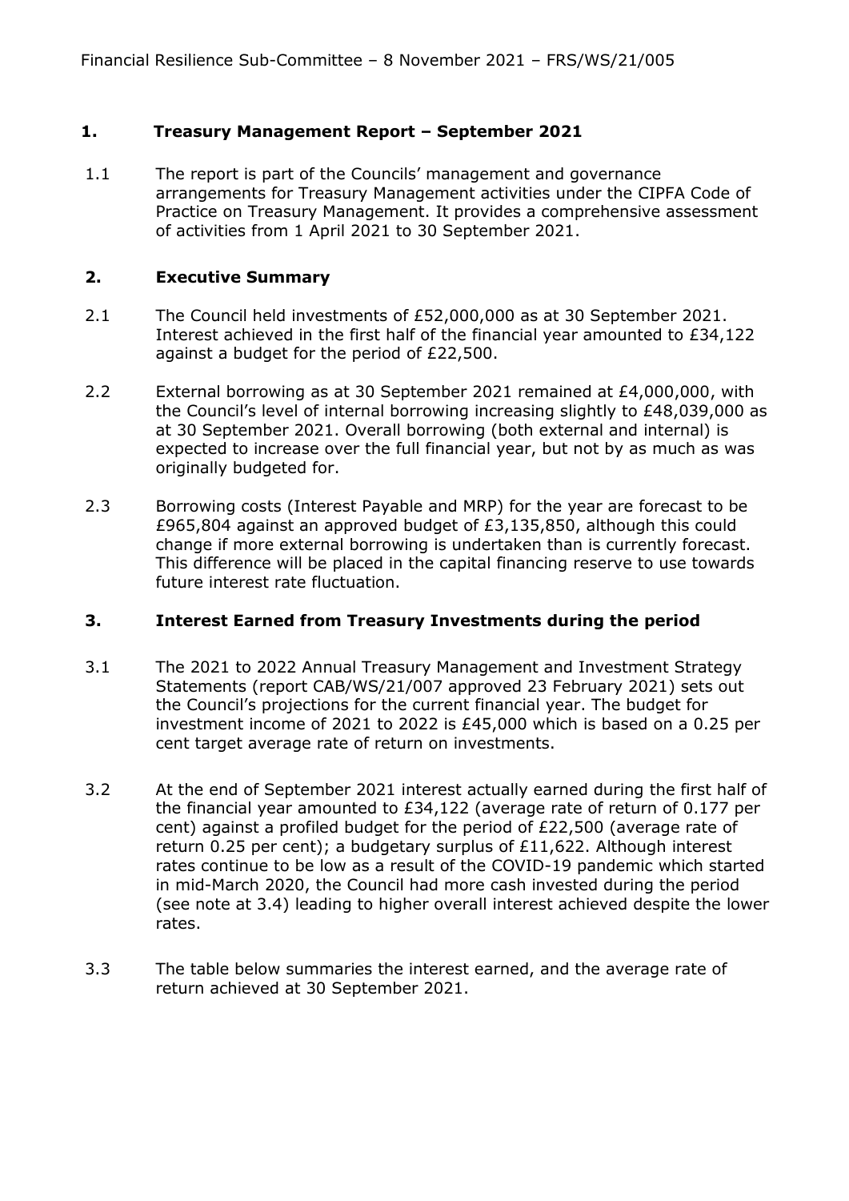## 1. Treasury Management Report – September 2021

1.1 The report is part of the Councils' management and governance arrangements for Treasury Management activities under the CIPFA Code of Practice on Treasury Management. It provides a comprehensive assessment of activities from 1 April 2021 to 30 September 2021.

## 2. Executive Summary

2.1 The Council held investments of £52,000,000 as at 30 September 2021. Interest achieved in the first half of the financial year amounted to £34,122 against a budget for the period of £22,500.

2.2 External borrowing as at 30 September 2021 remained at £4,000,000, with the Council's level of internal borrowing increasing slightly to £48,039,000 as at 30 September 2021. Overall borrowing (both external and internal) is expected to increase over the full financial year, but not by as much as was originally budgeted for.

2.3 Borrowing costs (Interest Payable and MRP) for the year are forecast to be £965,804 against an approved budget of £3,135,850, although this could change if more external borrowing is undertaken than is currently forecast. This difference will be placed in the capital financing reserve to use towards future interest rate fluctuation.

## 3. Interest Earned from Treasury Investments during the period

3.1 The 2021 to 2022 Annual Treasury Management and Investment Strategy Statements (report CAB/WS/21/007 approved 23 February 2021) sets out the Council's projections for the current financial year. The budget for investment income of 2021 to 2022 is £45,000 which is based on a 0.25 per cent target average rate of return on investments.

3.2 At the end of September 2021 interest actually earned during the first half of the financial year amounted to £34,122 (average rate of return of 0.177 per cent) against a profiled budget for the period of £22,500 (average rate of return 0.25 per cent); a budgetary surplus of £11,622. Although interest rates continue to be low as a result of the COVID-19 pandemic which started in mid-March 2020, the Council had more cash invested during the period (see note at 3.4) leading to higher overall interest achieved despite the lower rates.

3.3 The table below summaries the interest earned, and the average rate of return achieved at 30 September 2021.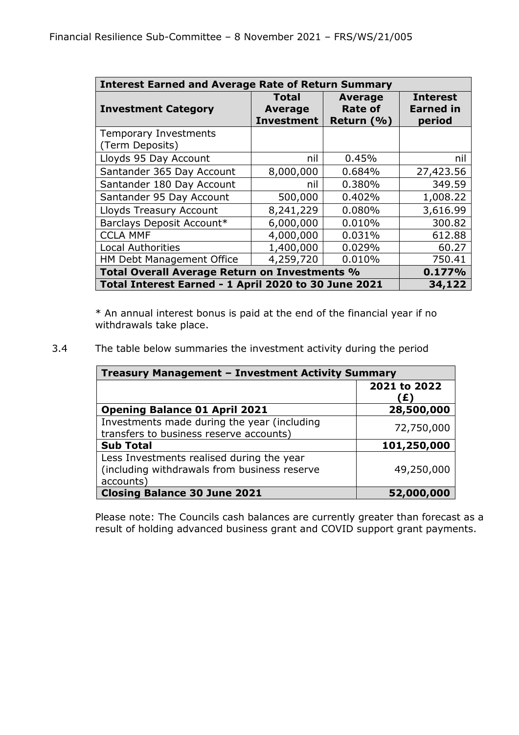| Interest Earned and Average Rate of Return Summary | | | |
|---|---|---|---|
| **Investment Category** | **Total Average Investment** | **Average Rate of Return (%)** | **Interest Earned in period** |
| Temporary Investments (Term Deposits) | | | |
| Lloyds 95 Day Account | nil | 0.45% | nil |
| Santander 365 Day Account | 8,000,000 | 0.684% | 27,423.56 |
| Santander 180 Day Account | nil | 0.380% | 349.59 |
| Santander 95 Day Account | 500,000 | 0.402% | 1,008.22 |
| Lloyds Treasury Account | 8,241,229 | 0.080% | 3,616.99 |
| Barclays Deposit Account* | 6,000,000 | 0.010% | 300.82 |
| CCLA MMF | 4,000,000 | 0.031% | 612.88 |
| Local Authorities | 1,400,000 | 0.029% | 60.27 |
| HM Debt Management Office | 4,259,720 | 0.010% | 750.41 |
| **Total Overall Average Return on Investments %** | | | **0.177%** |
| **Total Interest Earned - 1 April 2020 to 30 June 2021** | | | **34,122** |

* An annual interest bonus is paid at the end of the financial year if no withdrawals take place.

3.4 The table below summaries the investment activity during the period

| Treasury Management – Investment Activity Summary | |
|---|---|
| | **2021 to 2022 (£)** |
| **Opening Balance 01 April 2021** | **28,500,000** |
| Investments made during the year (including transfers to business reserve accounts) | 72,750,000 |
| **Sub Total** | **101,250,000** |
| Less Investments realised during the year (including withdrawals from business reserve accounts) | 49,250,000 |
| **Closing Balance 30 June 2021** | **52,000,000** |

Please note: The Councils cash balances are currently greater than forecast as a result of holding advanced business grant and COVID support grant payments.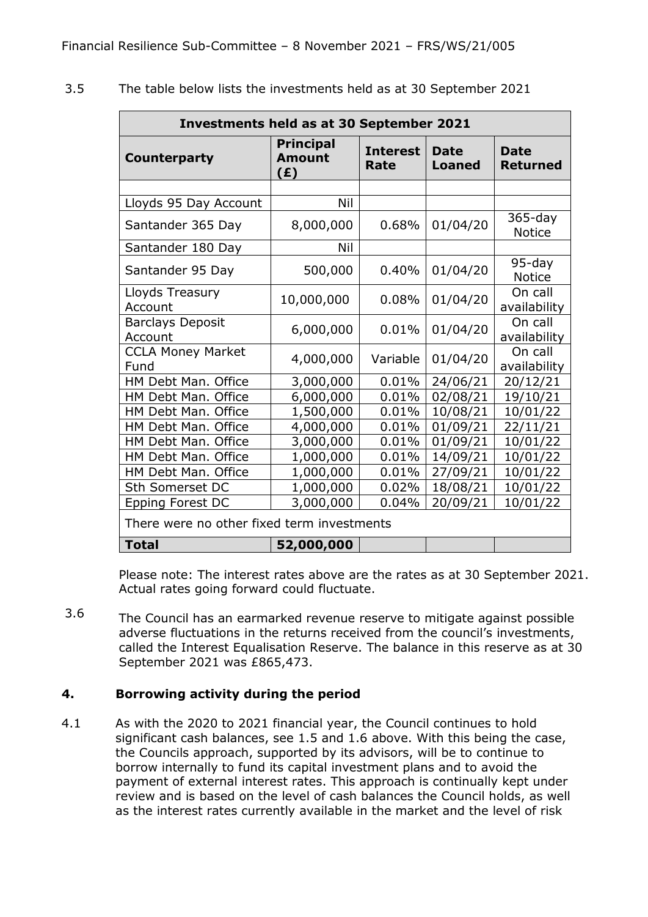3.5 The table below lists the investments held as at 30 September 2021

| Investments held as at 30 September 2021 | | | | |
|---|---|---|---|---|
| **Counterparty** | **Principal Amount (£)** | **Interest Rate** | **Date Loaned** | **Date Returned** |
| | | | | |
| Lloyds 95 Day Account | Nil | | | |
| Santander 365 Day | 8,000,000 | 0.68% | 01/04/20 | 365-day Notice |
| Santander 180 Day | Nil | | | |
| Santander 95 Day | 500,000 | 0.40% | 01/04/20 | 95-day Notice |
| Lloyds Treasury Account | 10,000,000 | 0.08% | 01/04/20 | On call availability |
| Barclays Deposit Account | 6,000,000 | 0.01% | 01/04/20 | On call availability |
| CCLA Money Market Fund | 4,000,000 | Variable | 01/04/20 | On call availability |
| HM Debt Man. Office | 3,000,000 | 0.01% | 24/06/21 | 20/12/21 |
| HM Debt Man. Office | 6,000,000 | 0.01% | 02/08/21 | 19/10/21 |
| HM Debt Man. Office | 1,500,000 | 0.01% | 10/08/21 | 10/01/22 |
| HM Debt Man. Office | 4,000,000 | 0.01% | 01/09/21 | 22/11/21 |
| HM Debt Man. Office | 3,000,000 | 0.01% | 01/09/21 | 10/01/22 |
| HM Debt Man. Office | 1,000,000 | 0.01% | 14/09/21 | 10/01/22 |
| HM Debt Man. Office | 1,000,000 | 0.01% | 27/09/21 | 10/01/22 |
| Sth Somerset DC | 1,000,000 | 0.02% | 18/08/21 | 10/01/22 |
| Epping Forest DC | 3,000,000 | 0.04% | 20/09/21 | 10/01/22 |
| There were no other fixed term investments | | | | |
| **Total** | **52,000,000** | | | |

Please note: The interest rates above are the rates as at 30 September 2021. Actual rates going forward could fluctuate.

3.6 The Council has an earmarked revenue reserve to mitigate against possible adverse fluctuations in the returns received from the council's investments, called the Interest Equalisation Reserve. The balance in this reserve as at 30 September 2021 was £865,473.

## 4. Borrowing activity during the period

4.1 As with the 2020 to 2021 financial year, the Council continues to hold significant cash balances, see 1.5 and 1.6 above. With this being the case, the Councils approach, supported by its advisors, will be to continue to borrow internally to fund its capital investment plans and to avoid the payment of external interest rates. This approach is continually kept under review and is based on the level of cash balances the Council holds, as well as the interest rates currently available in the market and the level of risk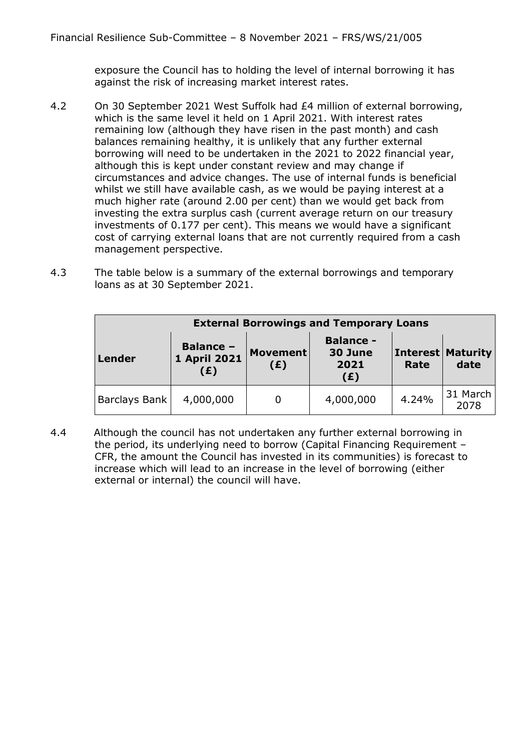exposure the Council has to holding the level of internal borrowing it has against the risk of increasing market interest rates.

4.2 On 30 September 2021 West Suffolk had £4 million of external borrowing, which is the same level it held on 1 April 2021. With interest rates remaining low (although they have risen in the past month) and cash balances remaining healthy, it is unlikely that any further external borrowing will need to be undertaken in the 2021 to 2022 financial year, although this is kept under constant review and may change if circumstances and advice changes. The use of internal funds is beneficial whilst we still have available cash, as we would be paying interest at a much higher rate (around 2.00 per cent) than we would get back from investing the extra surplus cash (current average return on our treasury investments of 0.177 per cent). This means we would have a significant cost of carrying external loans that are not currently required from a cash management perspective.

4.3 The table below is a summary of the external borrowings and temporary loans as at 30 September 2021.

| **External Borrowings and Temporary Loans** | | | | | |
|---|---|---|---|---|---|
| **Lender** | **Balance – 1 April 2021 (£)** | **Movement (£)** | **Balance - 30 June 2021 (£)** | **Interest Rate** | **Maturity date** |
| Barclays Bank | 4,000,000 | 0 | 4,000,000 | 4.24% | 31 March 2078 |

4.4 Although the council has not undertaken any further external borrowing in the period, its underlying need to borrow (Capital Financing Requirement – CFR, the amount the Council has invested in its communities) is forecast to increase which will lead to an increase in the level of borrowing (either external or internal) the council will have.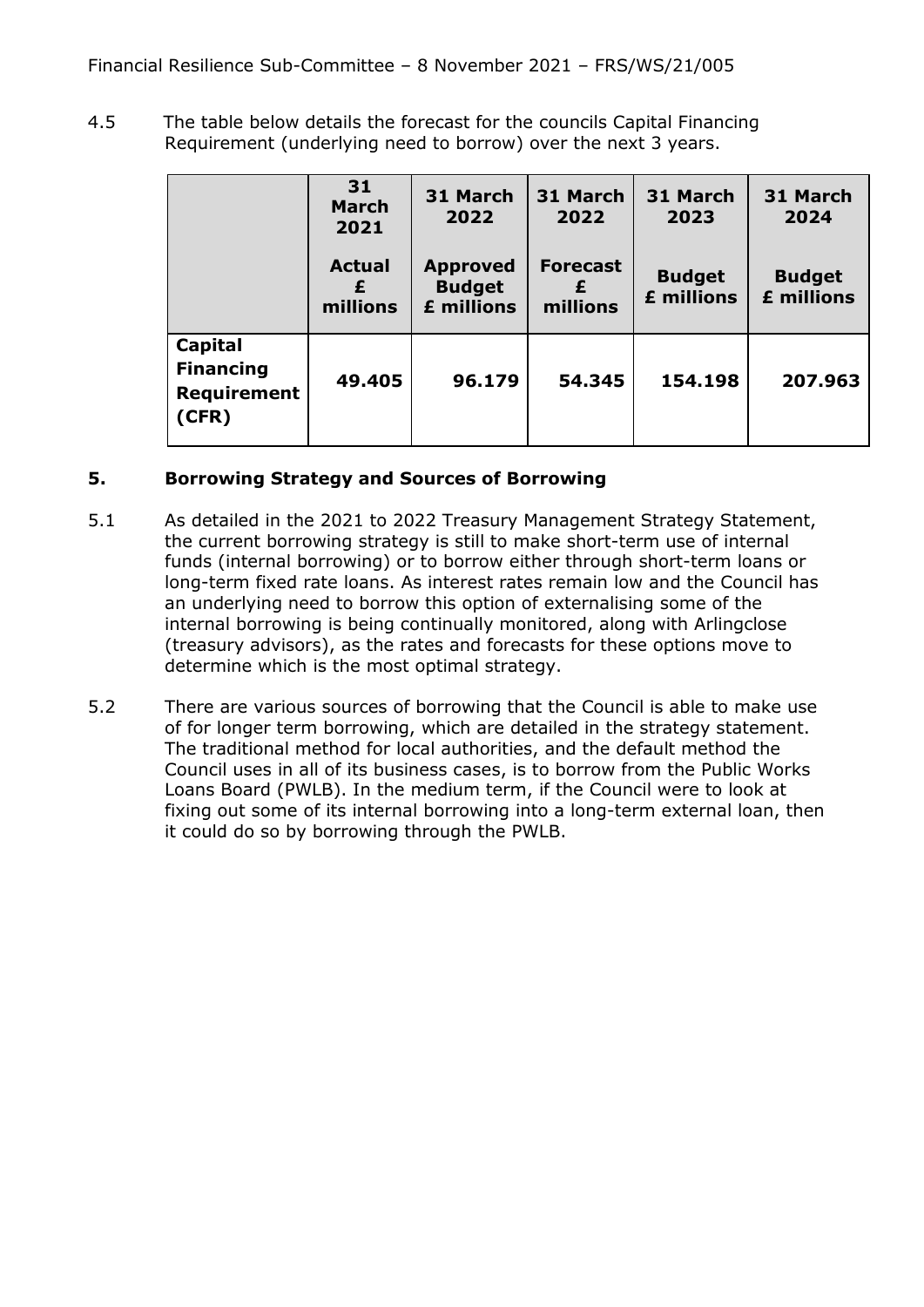4.5 The table below details the forecast for the councils Capital Financing Requirement (underlying need to borrow) over the next 3 years.

| | 31 March 2021<br>Actual £ millions | 31 March 2022<br>Approved Budget £ millions | 31 March 2022<br>Forecast £ millions | 31 March 2023<br>Budget £ millions | 31 March 2024<br>Budget £ millions |
|---|---|---|---|---|---|
| **Capital Financing Requirement (CFR)** | **49.405** | **96.179** | **54.345** | **154.198** | **207.963** |

## 5. Borrowing Strategy and Sources of Borrowing

5.1 As detailed in the 2021 to 2022 Treasury Management Strategy Statement, the current borrowing strategy is still to make short-term use of internal funds (internal borrowing) or to borrow either through short-term loans or long-term fixed rate loans. As interest rates remain low and the Council has an underlying need to borrow this option of externalising some of the internal borrowing is being continually monitored, along with Arlingclose (treasury advisors), as the rates and forecasts for these options move to determine which is the most optimal strategy.

5.2 There are various sources of borrowing that the Council is able to make use of for longer term borrowing, which are detailed in the strategy statement. The traditional method for local authorities, and the default method the Council uses in all of its business cases, is to borrow from the Public Works Loans Board (PWLB). In the medium term, if the Council were to look at fixing out some of its internal borrowing into a long-term external loan, then it could do so by borrowing through the PWLB.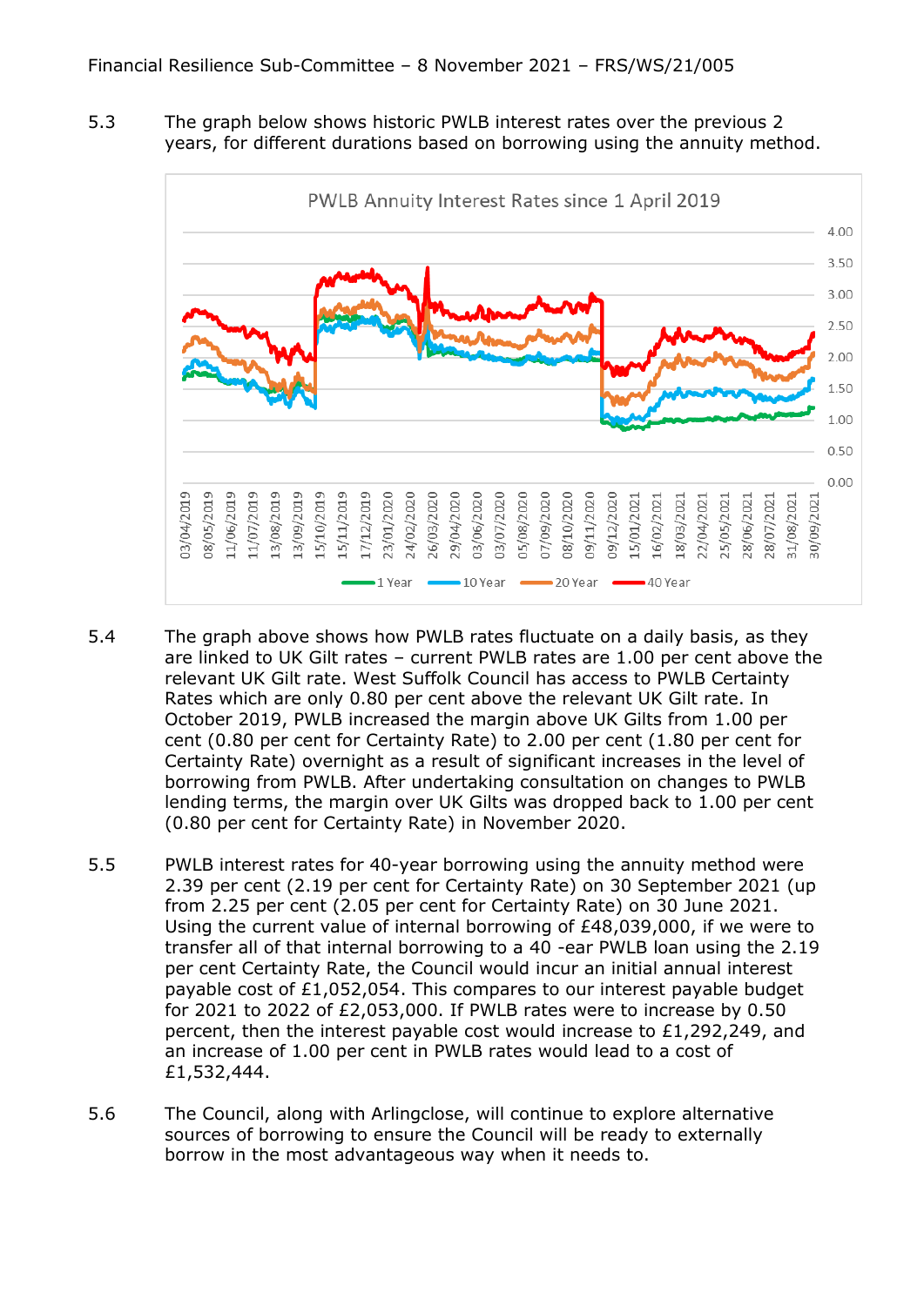5.3 The graph below shows historic PWLB interest rates over the previous 2 years, for different durations based on borrowing using the annuity method.

5.4 The graph above shows how PWLB rates fluctuate on a daily basis, as they are linked to UK Gilt rates – current PWLB rates are 1.00 per cent above the relevant UK Gilt rate. West Suffolk Council has access to PWLB Certainty Rates which are only 0.80 per cent above the relevant UK Gilt rate. In October 2019, PWLB increased the margin above UK Gilts from 1.00 per cent (0.80 per cent for Certainty Rate) to 2.00 per cent (1.80 per cent for Certainty Rate) overnight as a result of significant increases in the level of borrowing from PWLB. After undertaking consultation on changes to PWLB lending terms, the margin over UK Gilts was dropped back to 1.00 per cent (0.80 per cent for Certainty Rate) in November 2020.

5.5 PWLB interest rates for 40-year borrowing using the annuity method were 2.39 per cent (2.19 per cent for Certainty Rate) on 30 September 2021 (up from 2.25 per cent (2.05 per cent for Certainty Rate) on 30 June 2021. Using the current value of internal borrowing of £48,039,000, if we were to transfer all of that internal borrowing to a 40 -ear PWLB loan using the 2.19 per cent Certainty Rate, the Council would incur an initial annual interest payable cost of £1,052,054. This compares to our interest payable budget for 2021 to 2022 of £2,053,000. If PWLB rates were to increase by 0.50 percent, then the interest payable cost would increase to £1,292,249, and an increase of 1.00 per cent in PWLB rates would lead to a cost of £1,532,444.

5.6 The Council, along with Arlingclose, will continue to explore alternative sources of borrowing to ensure the Council will be ready to externally borrow in the most advantageous way when it needs to.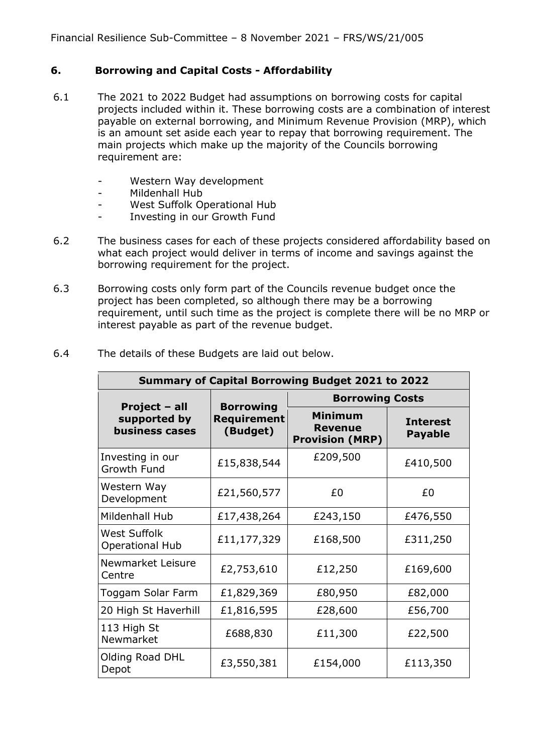## 6. Borrowing and Capital Costs - Affordability

6.1 The 2021 to 2022 Budget had assumptions on borrowing costs for capital projects included within it. These borrowing costs are a combination of interest payable on external borrowing, and Minimum Revenue Provision (MRP), which is an amount set aside each year to repay that borrowing requirement. The main projects which make up the majority of the Councils borrowing requirement are:

- Western Way development
- Mildenhall Hub
- West Suffolk Operational Hub
- Investing in our Growth Fund

6.2 The business cases for each of these projects considered affordability based on what each project would deliver in terms of income and savings against the borrowing requirement for the project.

6.3 Borrowing costs only form part of the Councils revenue budget once the project has been completed, so although there may be a borrowing requirement, until such time as the project is complete there will be no MRP or interest payable as part of the revenue budget.

6.4 The details of these Budgets are laid out below.

| **Summary of Capital Borrowing Budget 2021 to 2022** | | | |
|---|---|---|---|
| **Project – all supported by business cases** | **Borrowing Requirement (Budget)** | **Borrowing Costs** | |
| | | **Minimum Revenue Provision (MRP)** | **Interest Payable** |
| Investing in our Growth Fund | £15,838,544 | £209,500 | £410,500 |
| Western Way Development | £21,560,577 | £0 | £0 |
| Mildenhall Hub | £17,438,264 | £243,150 | £476,550 |
| West Suffolk Operational Hub | £11,177,329 | £168,500 | £311,250 |
| Newmarket Leisure Centre | £2,753,610 | £12,250 | £169,600 |
| Toggam Solar Farm | £1,829,369 | £80,950 | £82,000 |
| 20 High St Haverhill | £1,816,595 | £28,600 | £56,700 |
| 113 High St Newmarket | £688,830 | £11,300 | £22,500 |
| Olding Road DHL Depot | £3,550,381 | £154,000 | £113,350 |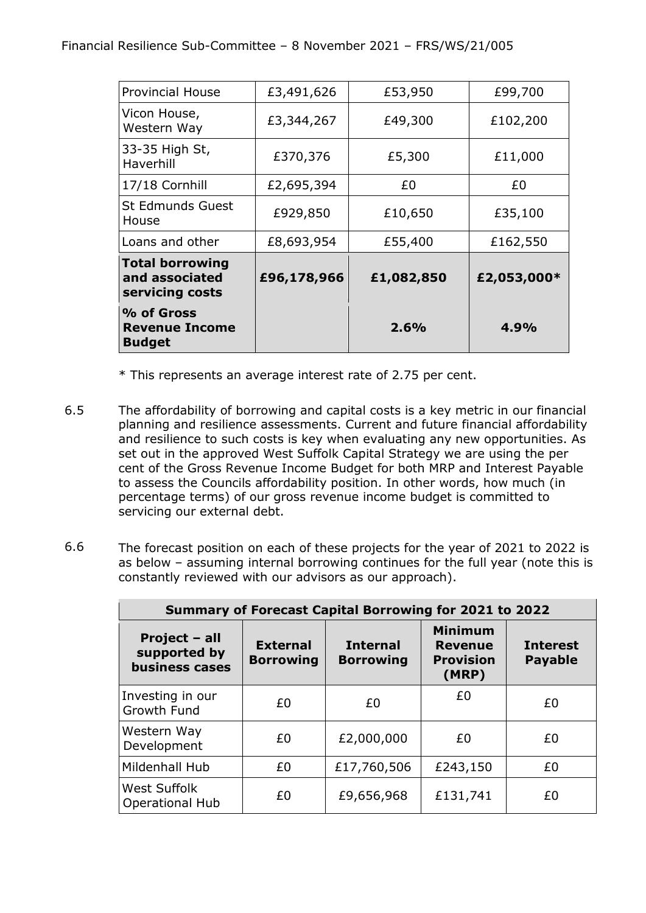| Provincial House | £3,491,626 | £53,950 | £99,700 |
|---|---|---|---|
| Vicon House, Western Way | £3,344,267 | £49,300 | £102,200 |
| 33-35 High St, Haverhill | £370,376 | £5,300 | £11,000 |
| 17/18 Cornhill | £2,695,394 | £0 | £0 |
| St Edmunds Guest House | £929,850 | £10,650 | £35,100 |
| Loans and other | £8,693,954 | £55,400 | £162,550 |
| **Total borrowing and associated servicing costs** | **£96,178,966** | **£1,082,850** | **£2,053,000*** |
| **% of Gross Revenue Income Budget** | | **2.6%** | **4.9%** |

* This represents an average interest rate of 2.75 per cent.

6.5 The affordability of borrowing and capital costs is a key metric in our financial planning and resilience assessments. Current and future financial affordability and resilience to such costs is key when evaluating any new opportunities. As set out in the approved West Suffolk Capital Strategy we are using the per cent of the Gross Revenue Income Budget for both MRP and Interest Payable to assess the Councils affordability position. In other words, how much (in percentage terms) of our gross revenue income budget is committed to servicing our external debt.

6.6 The forecast position on each of these projects for the year of 2021 to 2022 is as below – assuming internal borrowing continues for the full year (note this is constantly reviewed with our advisors as our approach).

| Summary of Forecast Capital Borrowing for 2021 to 2022 | | | | |
|---|---|---|---|---|
| **Project – all supported by business cases** | **External Borrowing** | **Internal Borrowing** | **Minimum Revenue Provision (MRP)** | **Interest Payable** |
| Investing in our Growth Fund | £0 | £0 | £0 | £0 |
| Western Way Development | £0 | £2,000,000 | £0 | £0 |
| Mildenhall Hub | £0 | £17,760,506 | £243,150 | £0 |
| West Suffolk Operational Hub | £0 | £9,656,968 | £131,741 | £0 |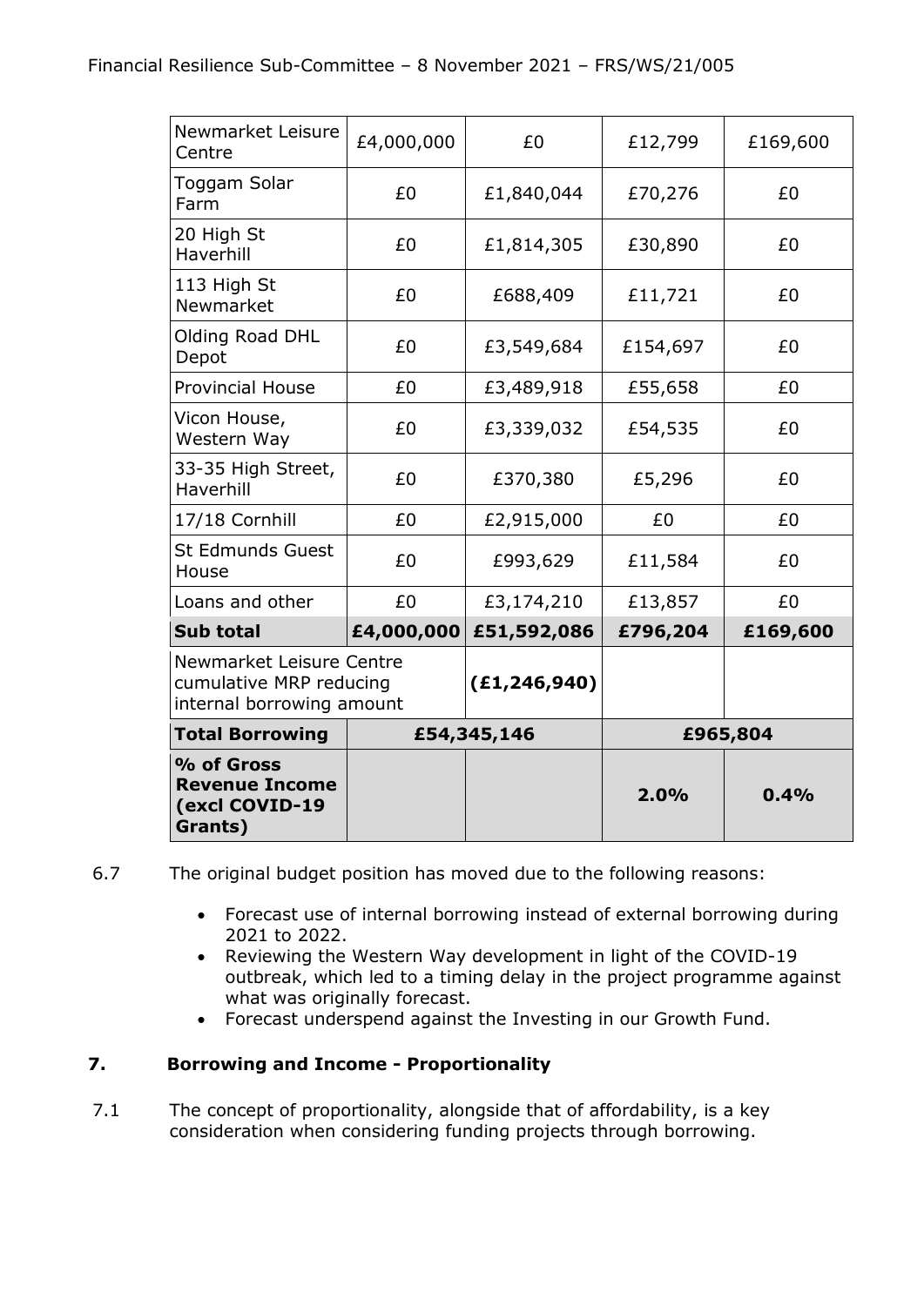| Newmarket Leisure Centre | £4,000,000 | £0 | £12,799 | £169,600 |
|---|---|---|---|---|
| Toggam Solar Farm | £0 | £1,840,044 | £70,276 | £0 |
| 20 High St Haverhill | £0 | £1,814,305 | £30,890 | £0 |
| 113 High St Newmarket | £0 | £688,409 | £11,721 | £0 |
| Olding Road DHL Depot | £0 | £3,549,684 | £154,697 | £0 |
| Provincial House | £0 | £3,489,918 | £55,658 | £0 |
| Vicon House, Western Way | £0 | £3,339,032 | £54,535 | £0 |
| 33-35 High Street, Haverhill | £0 | £370,380 | £5,296 | £0 |
| 17/18 Cornhill | £0 | £2,915,000 | £0 | £0 |
| St Edmunds Guest House | £0 | £993,629 | £11,584 | £0 |
| Loans and other | £0 | £3,174,210 | £13,857 | £0 |
| **Sub total** | **£4,000,000** | **£51,592,086** | **£796,204** | **£169,600** |
| Newmarket Leisure Centre cumulative MRP reducing internal borrowing amount | | **(£1,246,940)** | | |
| **Total Borrowing** | **£54,345,146** | | **£965,804** | |
| **% of Gross Revenue Income (excl COVID-19 Grants)** | | | **2.0%** | **0.4%** |

6.7 The original budget position has moved due to the following reasons:

- Forecast use of internal borrowing instead of external borrowing during 2021 to 2022.
- Reviewing the Western Way development in light of the COVID-19 outbreak, which led to a timing delay in the project programme against what was originally forecast.
- Forecast underspend against the Investing in our Growth Fund.

## 7. Borrowing and Income - Proportionality

7.1 The concept of proportionality, alongside that of affordability, is a key consideration when considering funding projects through borrowing.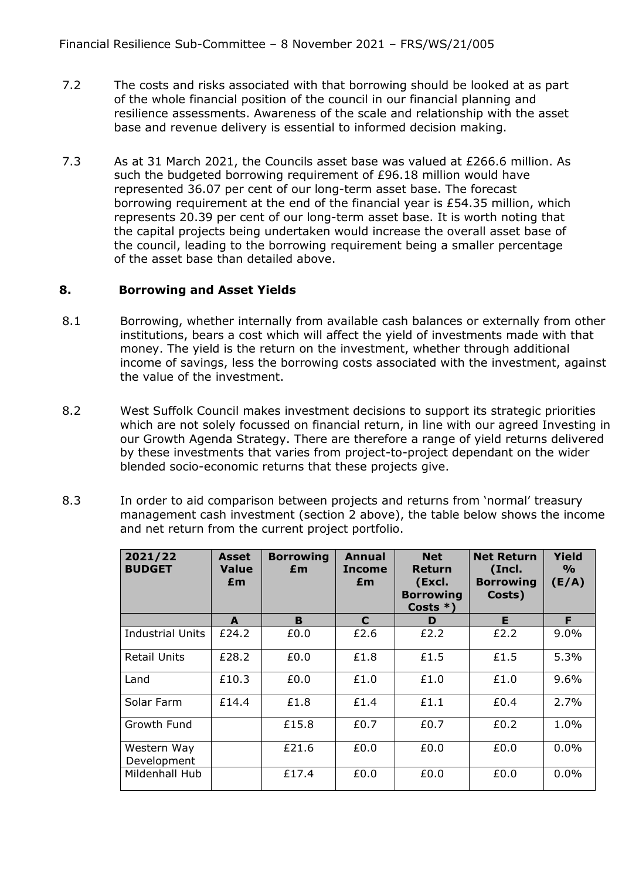7.2 The costs and risks associated with that borrowing should be looked at as part of the whole financial position of the council in our financial planning and resilience assessments. Awareness of the scale and relationship with the asset base and revenue delivery is essential to informed decision making.

7.3 As at 31 March 2021, the Councils asset base was valued at £266.6 million. As such the budgeted borrowing requirement of £96.18 million would have represented 36.07 per cent of our long-term asset base. The forecast borrowing requirement at the end of the financial year is £54.35 million, which represents 20.39 per cent of our long-term asset base. It is worth noting that the capital projects being undertaken would increase the overall asset base of the council, leading to the borrowing requirement being a smaller percentage of the asset base than detailed above.

## 8. Borrowing and Asset Yields

8.1 Borrowing, whether internally from available cash balances or externally from other institutions, bears a cost which will affect the yield of investments made with that money. The yield is the return on the investment, whether through additional income of savings, less the borrowing costs associated with the investment, against the value of the investment.

8.2 West Suffolk Council makes investment decisions to support its strategic priorities which are not solely focussed on financial return, in line with our agreed Investing in our Growth Agenda Strategy. There are therefore a range of yield returns delivered by these investments that varies from project-to-project dependant on the wider blended socio-economic returns that these projects give.

8.3 In order to aid comparison between projects and returns from 'normal' treasury management cash investment (section 2 above), the table below shows the income and net return from the current project portfolio.

| 2021/22 BUDGET | Asset Value £m | Borrowing £m | Annual Income £m | Net Return (Excl. Borrowing Costs *) | Net Return (Incl. Borrowing Costs) | Yield % (E/A) |
|---|---|---|---|---|---|---|
| | A | B | C | D | E | F |
| Industrial Units | £24.2 | £0.0 | £2.6 | £2.2 | £2.2 | 9.0% |
| Retail Units | £28.2 | £0.0 | £1.8 | £1.5 | £1.5 | 5.3% |
| Land | £10.3 | £0.0 | £1.0 | £1.0 | £1.0 | 9.6% |
| Solar Farm | £14.4 | £1.8 | £1.4 | £1.1 | £0.4 | 2.7% |
| Growth Fund | | £15.8 | £0.7 | £0.7 | £0.2 | 1.0% |
| Western Way Development | | £21.6 | £0.0 | £0.0 | £0.0 | 0.0% |
| Mildenhall Hub | | £17.4 | £0.0 | £0.0 | £0.0 | 0.0% |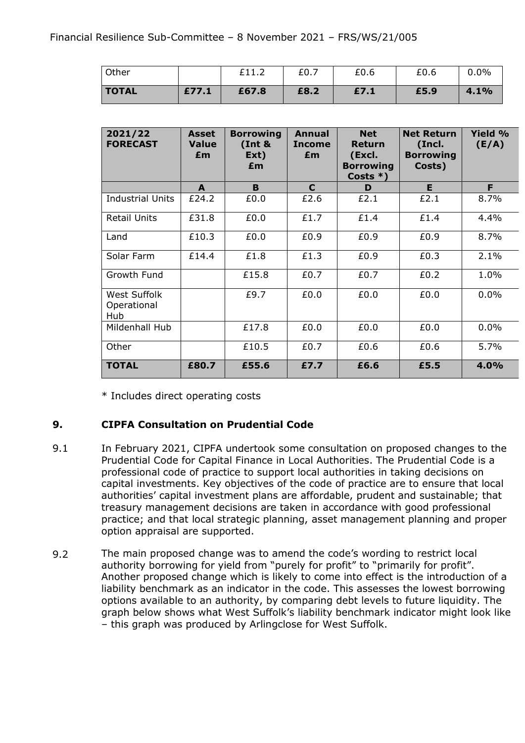| Other | | £11.2 | £0.7 | £0.6 | £0.6 | 0.0% |
|---|---|---|---|---|---|---|
| **TOTAL** | **£77.1** | **£67.8** | **£8.2** | **£7.1** | **£5.9** | **4.1%** |

| 2021/22 FORECAST | Asset Value £m | Borrowing (Int & Ext) £m | Annual Income £m | Net Return (Excl. Borrowing Costs *) | Net Return (Incl. Borrowing Costs) | Yield % (E/A) |
|---|---|---|---|---|---|---|
| | **A** | **B** | **C** | **D** | **E** | **F** |
| Industrial Units | £24.2 | £0.0 | £2.6 | £2.1 | £2.1 | 8.7% |
| Retail Units | £31.8 | £0.0 | £1.7 | £1.4 | £1.4 | 4.4% |
| Land | £10.3 | £0.0 | £0.9 | £0.9 | £0.9 | 8.7% |
| Solar Farm | £14.4 | £1.8 | £1.3 | £0.9 | £0.3 | 2.1% |
| Growth Fund | | £15.8 | £0.7 | £0.7 | £0.2 | 1.0% |
| West Suffolk Operational Hub | | £9.7 | £0.0 | £0.0 | £0.0 | 0.0% |
| Mildenhall Hub | | £17.8 | £0.0 | £0.0 | £0.0 | 0.0% |
| Other | | £10.5 | £0.7 | £0.6 | £0.6 | 5.7% |
| **TOTAL** | **£80.7** | **£55.6** | **£7.7** | **£6.6** | **£5.5** | **4.0%** |

* Includes direct operating costs

## 9. CIPFA Consultation on Prudential Code

9.1 In February 2021, CIPFA undertook some consultation on proposed changes to the Prudential Code for Capital Finance in Local Authorities. The Prudential Code is a professional code of practice to support local authorities in taking decisions on capital investments. Key objectives of the code of practice are to ensure that local authorities' capital investment plans are affordable, prudent and sustainable; that treasury management decisions are taken in accordance with good professional practice; and that local strategic planning, asset management planning and proper option appraisal are supported.

9.2 The main proposed change was to amend the code's wording to restrict local authority borrowing for yield from "purely for profit" to "primarily for profit". Another proposed change which is likely to come into effect is the introduction of a liability benchmark as an indicator in the code. This assesses the lowest borrowing options available to an authority, by comparing debt levels to future liquidity. The graph below shows what West Suffolk's liability benchmark indicator might look like – this graph was produced by Arlingclose for West Suffolk.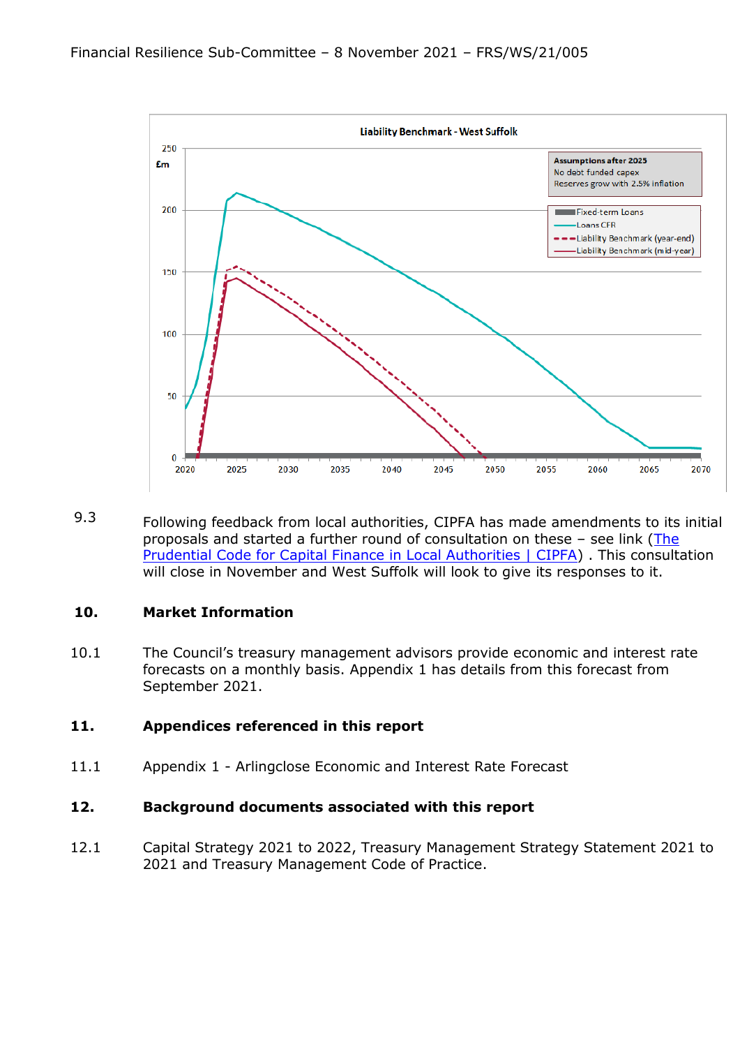Liability Benchmark - West Suffolk

£m

250
200
150
100
50
0

2020 2025 2030 2035 2040 2045 2050 2055 2060 2065 2070

Assumptions after 2025
No debt funded capex
Reserves grow with 2.5% inflation

Fixed-term Loans
Loans CFR
Liability Benchmark (year-end)
Liability Benchmark (mid-year)

9.3 Following feedback from local authorities, CIPFA has made amendments to its initial proposals and started a further round of consultation on these – see link ([The Prudential Code for Capital Finance in Local Authorities | CIPFA]) . This consultation will close in November and West Suffolk will look to give its responses to it.

## 10. Market Information

10.1 The Council's treasury management advisors provide economic and interest rate forecasts on a monthly basis. Appendix 1 has details from this forecast from September 2021.

## 11. Appendices referenced in this report

11.1 Appendix 1 - Arlingclose Economic and Interest Rate Forecast

## 12. Background documents associated with this report

12.1 Capital Strategy 2021 to 2022, Treasury Management Strategy Statement 2021 to 2021 and Treasury Management Code of Practice.